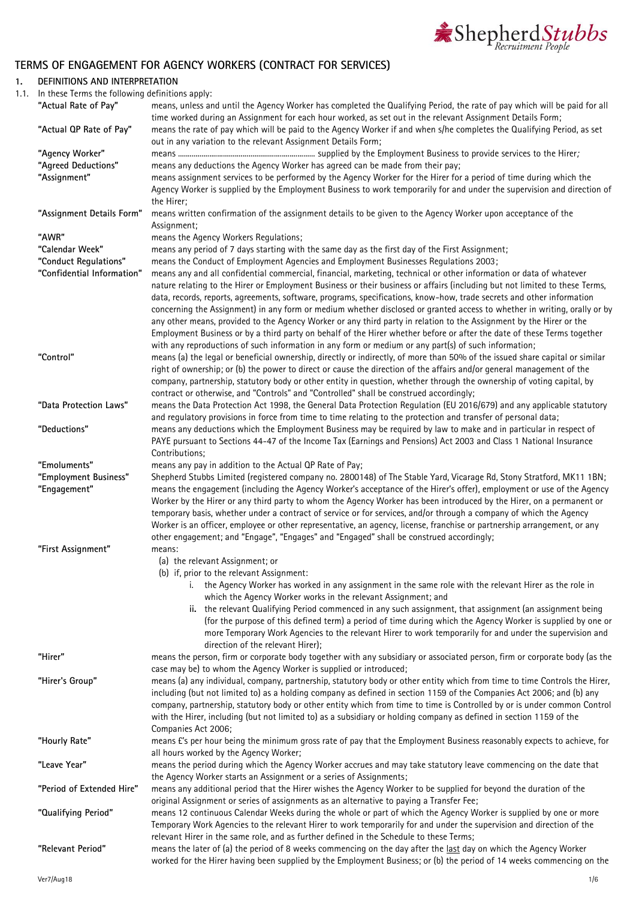# TERMS OF ENGAGEMENT FOR AGENCY WORKERS (CONTRACT FOR SERVICES)

## 1. DEFINITIONS AND INTERPRETATION

1.1. In these Terms the following definitions apply:

**"Actual Rate of Pay"** means, unless and until the Agency Worker has completed the Qualifying Period, the rate of pay which will be paid for all time worked during an Assignment for each hour worked, as set out in the relevant Assignment Details Form;

**"Actual QP Rate of Pay"** means the rate of pay which will be paid to the Agency Worker if and when s/he completes the Qualifying Period, as set out in any variation to the relevant Assignment Details Form;

**"Agency Worker"** means …………………………………………………… supplied by the Employment Business to provide services to the Hirer;

**"Agreed Deductions"** means any deductions the Agency Worker has agreed can be made from their pay;

**"Assignment"** means assignment services to be performed by the Agency Worker for the Hirer for a period of time during which the Agency Worker is supplied by the Employment Business to work temporarily for and under the supervision and direction of the Hirer;

**"Assignment Details Form"** means written confirmation of the assignment details to be given to the Agency Worker upon acceptance of the Assignment;

**"AWR"** means the Agency Workers Regulations;

**"Calendar Week"** means any period of 7 days starting with the same day as the first day of the First Assignment;

**"Conduct Regulations"** means the Conduct of Employment Agencies and Employment Businesses Regulations 2003;

**"Confidential Information"** means any and all confidential commercial, financial, marketing, technical or other information or data of whatever nature relating to the Hirer or Employment Business or their business or affairs (including but not limited to these Terms, data, records, reports, agreements, software, programs, specifications, know-how, trade secrets and other information concerning the Assignment) in any form or medium whether disclosed or granted access to whether in writing, orally or by any other means, provided to the Agency Worker or any third party in relation to the Assignment by the Hirer or the Employment Business or by a third party on behalf of the Hirer whether before or after the date of these Terms together with any reproductions of such information in any form or medium or any part(s) of such information;

**"Control"** means (a) the legal or beneficial ownership, directly or indirectly, of more than 50% of the issued share capital or similar right of ownership; or (b) the power to direct or cause the direction of the affairs and/or general management of the company, partnership, statutory body or other entity in question, whether through the ownership of voting capital, by contract or otherwise, and "Controls" and "Controlled" shall be construed accordingly;

**"Data Protection Laws"** means the Data Protection Act 1998, the General Data Protection Regulation (EU 2016/679) and any applicable statutory and regulatory provisions in force from time to time relating to the protection and transfer of personal data;

**"Deductions"** means any deductions which the Employment Business may be required by law to make and in particular in respect of PAYE pursuant to Sections 44-47 of the Income Tax (Earnings and Pensions) Act 2003 and Class 1 National Insurance Contributions;

**"Emoluments"** means any pay in addition to the Actual QP Rate of Pay;

**"Employment Business"** Shepherd Stubbs Limited (registered company no. 2800148) of The Stable Yard, Vicarage Rd, Stony Stratford, MK11 1BN;

**"Engagement"** means the engagement (including the Agency Worker's acceptance of the Hirer's offer), employment or use of the Agency Worker by the Hirer or any third party to whom the Agency Worker has been introduced by the Hirer, on a permanent or temporary basis, whether under a contract of service or for services, and/or through a company of which the Agency Worker is an officer, employee or other representative, an agency, license, franchise or partnership arrangement, or any other engagement; and "Engage", "Engages" and "Engaged" shall be construed accordingly;

**"First Assignment"** means:

(a) the relevant Assignment; or

(b) if, prior to the relevant Assignment:

   i. the Agency Worker has worked in any assignment in the same role with the relevant Hirer as the role in which the Agency Worker works in the relevant Assignment; and

   ii. the relevant Qualifying Period commenced in any such assignment, that assignment (an assignment being (for the purpose of this defined term) a period of time during which the Agency Worker is supplied by one or more Temporary Work Agencies to the relevant Hirer to work temporarily for and under the supervision and direction of the relevant Hirer);

**"Hirer"** means the person, firm or corporate body together with any subsidiary or associated person, firm or corporate body (as the case may be) to whom the Agency Worker is supplied or introduced;

**"Hirer's Group"** means (a) any individual, company, partnership, statutory body or other entity which from time to time Controls the Hirer, including (but not limited to) as a holding company as defined in section 1159 of the Companies Act 2006; and (b) any company, partnership, statutory body or other entity which from time to time is Controlled by or is under common Control with the Hirer, including (but not limited to) as a subsidiary or holding company as defined in section 1159 of the Companies Act 2006;

**"Hourly Rate"** means £'s per hour being the minimum gross rate of pay that the Employment Business reasonably expects to achieve, for all hours worked by the Agency Worker;

**"Leave Year"** means the period during which the Agency Worker accrues and may take statutory leave commencing on the date that the Agency Worker starts an Assignment or a series of Assignments;

**"Period of Extended Hire"** means any additional period that the Hirer wishes the Agency Worker to be supplied for beyond the duration of the original Assignment or series of assignments as an alternative to paying a Transfer Fee;

**"Qualifying Period"** means 12 continuous Calendar Weeks during the whole or part of which the Agency Worker is supplied by one or more Temporary Work Agencies to the relevant Hirer to work temporarily for and under the supervision and direction of the relevant Hirer in the same role, and as further defined in the Schedule to these Terms;

**"Relevant Period"** means the later of (a) the period of 8 weeks commencing on the day after the <u>last</u> day on which the Agency Worker worked for the Hirer having been supplied by the Employment Business; or (b) the period of 14 weeks commencing on the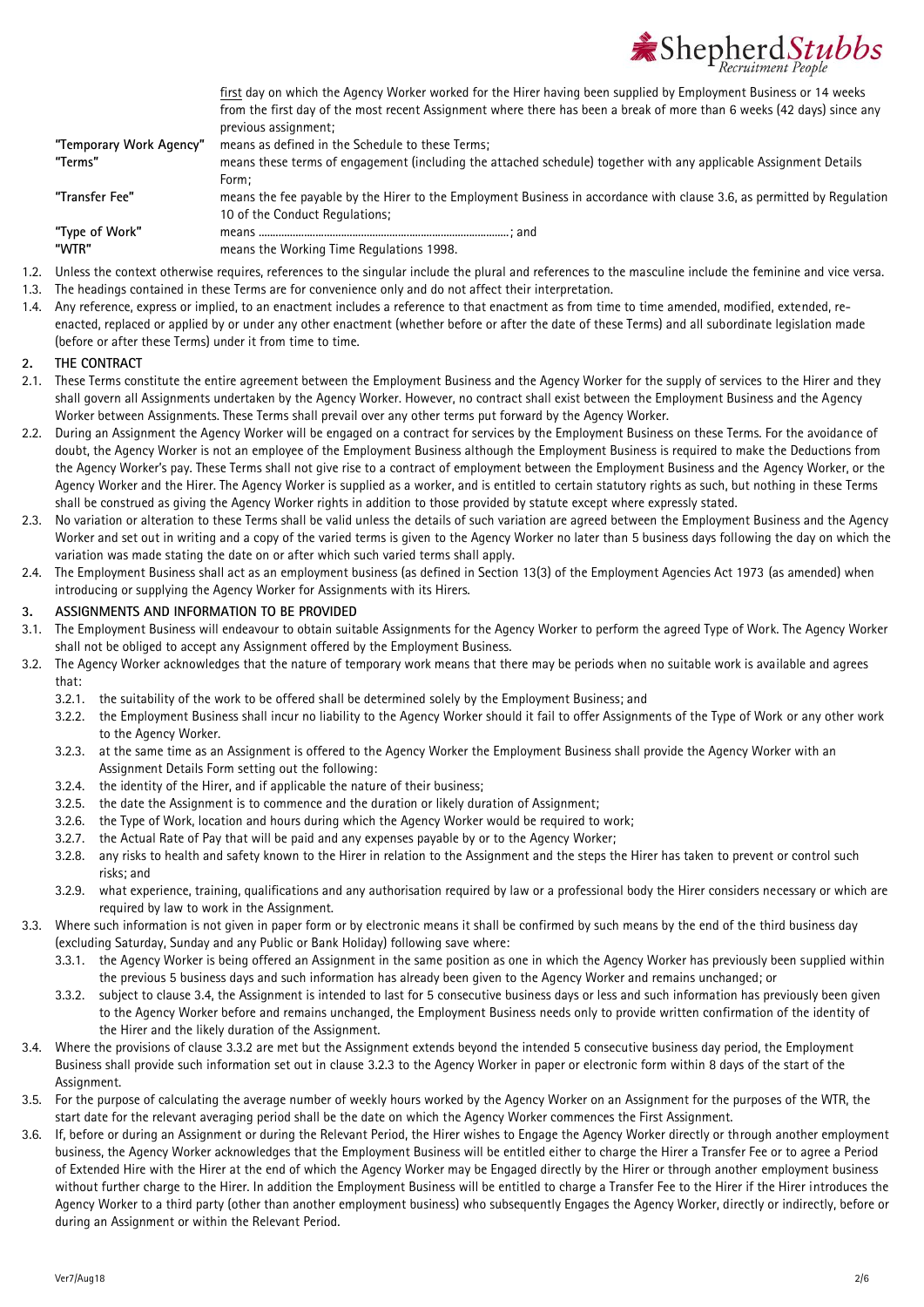| | |
|---|---|
| | first day on which the Agency Worker worked for the Hirer having been supplied by Employment Business or 14 weeks from the first day of the most recent Assignment where there has been a break of more than 6 weeks (42 days) since any previous assignment; |
| **"Temporary Work Agency"** | means as defined in the Schedule to these Terms; |
| **"Terms"** | means these terms of engagement (including the attached schedule) together with any applicable Assignment Details Form; |
| **"Transfer Fee"** | means the fee payable by the Hirer to the Employment Business in accordance with clause 3.6, as permitted by Regulation 10 of the Conduct Regulations; |
| **"Type of Work"** | means ……………………………………………………………………; and |
| **"WTR"** | means the Working Time Regulations 1998. |

1.2. Unless the context otherwise requires, references to the singular include the plural and references to the masculine include the feminine and vice versa.

1.3. The headings contained in these Terms are for convenience only and do not affect their interpretation.

1.4. Any reference, express or implied, to an enactment includes a reference to that enactment as from time to time amended, modified, extended, re-enacted, replaced or applied by or under any other enactment (whether before or after the date of these Terms) and all subordinate legislation made (before or after these Terms) under it from time to time.

## 2. THE CONTRACT

2.1. These Terms constitute the entire agreement between the Employment Business and the Agency Worker for the supply of services to the Hirer and they shall govern all Assignments undertaken by the Agency Worker. However, no contract shall exist between the Employment Business and the Agency Worker between Assignments. These Terms shall prevail over any other terms put forward by the Agency Worker.

2.2. During an Assignment the Agency Worker will be engaged on a contract for services by the Employment Business on these Terms. For the avoidance of doubt, the Agency Worker is not an employee of the Employment Business although the Employment Business is required to make the Deductions from the Agency Worker's pay. These Terms shall not give rise to a contract of employment between the Employment Business and the Agency Worker, or the Agency Worker and the Hirer. The Agency Worker is supplied as a worker, and is entitled to certain statutory rights as such, but nothing in these Terms shall be construed as giving the Agency Worker rights in addition to those provided by statute except where expressly stated.

2.3. No variation or alteration to these Terms shall be valid unless the details of such variation are agreed between the Employment Business and the Agency Worker and set out in writing and a copy of the varied terms is given to the Agency Worker no later than 5 business days following the day on which the variation was made stating the date on or after which such varied terms shall apply.

2.4. The Employment Business shall act as an employment business (as defined in Section 13(3) of the Employment Agencies Act 1973 (as amended) when introducing or supplying the Agency Worker for Assignments with its Hirers.

## 3. ASSIGNMENTS AND INFORMATION TO BE PROVIDED

3.1. The Employment Business will endeavour to obtain suitable Assignments for the Agency Worker to perform the agreed Type of Work. The Agency Worker shall not be obliged to accept any Assignment offered by the Employment Business.

3.2. The Agency Worker acknowledges that the nature of temporary work means that there may be periods when no suitable work is available and agrees that:

   3.2.1. the suitability of the work to be offered shall be determined solely by the Employment Business; and

   3.2.2. the Employment Business shall incur no liability to the Agency Worker should it fail to offer Assignments of the Type of Work or any other work to the Agency Worker.

   3.2.3. at the same time as an Assignment is offered to the Agency Worker the Employment Business shall provide the Agency Worker with an Assignment Details Form setting out the following:

   3.2.4. the identity of the Hirer, and if applicable the nature of their business;

   3.2.5. the date the Assignment is to commence and the duration or likely duration of Assignment;

   3.2.6. the Type of Work, location and hours during which the Agency Worker would be required to work;

   3.2.7. the Actual Rate of Pay that will be paid and any expenses payable by or to the Agency Worker;

   3.2.8. any risks to health and safety known to the Hirer in relation to the Assignment and the steps the Hirer has taken to prevent or control such risks; and

   3.2.9. what experience, training, qualifications and any authorisation required by law or a professional body the Hirer considers necessary or which are required by law to work in the Assignment.

3.3. Where such information is not given in paper form or by electronic means it shall be confirmed by such means by the end of the third business day (excluding Saturday, Sunday and any Public or Bank Holiday) following save where:

   3.3.1. the Agency Worker is being offered an Assignment in the same position as one in which the Agency Worker has previously been supplied within the previous 5 business days and such information has already been given to the Agency Worker and remains unchanged; or

   3.3.2. subject to clause 3.4, the Assignment is intended to last for 5 consecutive business days or less and such information has previously been given to the Agency Worker before and remains unchanged, the Employment Business needs only to provide written confirmation of the identity of the Hirer and the likely duration of the Assignment.

3.4. Where the provisions of clause 3.3.2 are met but the Assignment extends beyond the intended 5 consecutive business day period, the Employment Business shall provide such information set out in clause 3.2.3 to the Agency Worker in paper or electronic form within 8 days of the start of the Assignment.

3.5. For the purpose of calculating the average number of weekly hours worked by the Agency Worker on an Assignment for the purposes of the WTR, the start date for the relevant averaging period shall be the date on which the Agency Worker commences the First Assignment.

3.6. If, before or during an Assignment or during the Relevant Period, the Hirer wishes to Engage the Agency Worker directly or through another employment business, the Agency Worker acknowledges that the Employment Business will be entitled either to charge the Hirer a Transfer Fee or to agree a Period of Extended Hire with the Hirer at the end of which the Agency Worker may be Engaged directly by the Hirer or through another employment business without further charge to the Hirer. In addition the Employment Business will be entitled to charge a Transfer Fee to the Hirer if the Hirer introduces the Agency Worker to a third party (other than another employment business) who subsequently Engages the Agency Worker, directly or indirectly, before or during an Assignment or within the Relevant Period.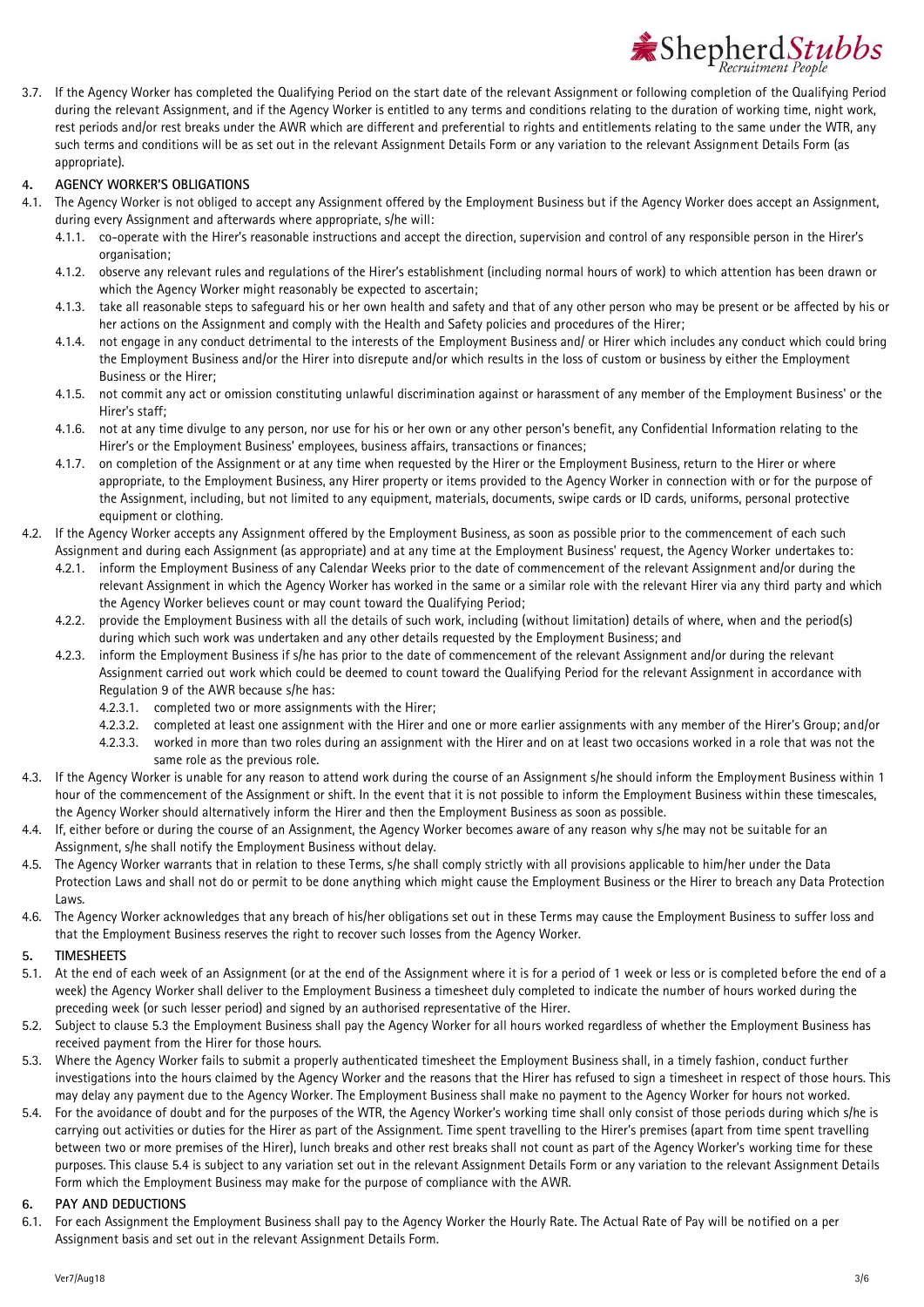3.7. If the Agency Worker has completed the Qualifying Period on the start date of the relevant Assignment or following completion of the Qualifying Period during the relevant Assignment, and if the Agency Worker is entitled to any terms and conditions relating to the duration of working time, night work, rest periods and/or rest breaks under the AWR which are different and preferential to rights and entitlements relating to the same under the WTR, any such terms and conditions will be as set out in the relevant Assignment Details Form or any variation to the relevant Assignment Details Form (as appropriate).

## 4. AGENCY WORKER'S OBLIGATIONS

4.1. The Agency Worker is not obliged to accept any Assignment offered by the Employment Business but if the Agency Worker does accept an Assignment, during every Assignment and afterwards where appropriate, s/he will:

- 4.1.1. co-operate with the Hirer's reasonable instructions and accept the direction, supervision and control of any responsible person in the Hirer's organisation;
- 4.1.2. observe any relevant rules and regulations of the Hirer's establishment (including normal hours of work) to which attention has been drawn or which the Agency Worker might reasonably be expected to ascertain;
- 4.1.3. take all reasonable steps to safeguard his or her own health and safety and that of any other person who may be present or be affected by his or her actions on the Assignment and comply with the Health and Safety policies and procedures of the Hirer;
- 4.1.4. not engage in any conduct detrimental to the interests of the Employment Business and/ or Hirer which includes any conduct which could bring the Employment Business and/or the Hirer into disrepute and/or which results in the loss of custom or business by either the Employment Business or the Hirer;
- 4.1.5. not commit any act or omission constituting unlawful discrimination against or harassment of any member of the Employment Business' or the Hirer's staff;
- 4.1.6. not at any time divulge to any person, nor use for his or her own or any other person's benefit, any Confidential Information relating to the Hirer's or the Employment Business' employees, business affairs, transactions or finances;
- 4.1.7. on completion of the Assignment or at any time when requested by the Hirer or the Employment Business, return to the Hirer or where appropriate, to the Employment Business, any Hirer property or items provided to the Agency Worker in connection with or for the purpose of the Assignment, including, but not limited to any equipment, materials, documents, swipe cards or ID cards, uniforms, personal protective equipment or clothing.

4.2. If the Agency Worker accepts any Assignment offered by the Employment Business, as soon as possible prior to the commencement of each such Assignment and during each Assignment (as appropriate) and at any time at the Employment Business' request, the Agency Worker undertakes to:

- 4.2.1. inform the Employment Business of any Calendar Weeks prior to the date of commencement of the relevant Assignment and/or during the relevant Assignment in which the Agency Worker has worked in the same or a similar role with the relevant Hirer via any third party and which the Agency Worker believes count or may count toward the Qualifying Period;
- 4.2.2. provide the Employment Business with all the details of such work, including (without limitation) details of where, when and the period(s) during which such work was undertaken and any other details requested by the Employment Business; and
- 4.2.3. inform the Employment Business if s/he has prior to the date of commencement of the relevant Assignment and/or during the relevant Assignment carried out work which could be deemed to count toward the Qualifying Period for the relevant Assignment in accordance with Regulation 9 of the AWR because s/he has:
  - 4.2.3.1. completed two or more assignments with the Hirer;
  - 4.2.3.2. completed at least one assignment with the Hirer and one or more earlier assignments with any member of the Hirer's Group; and/or
  - 4.2.3.3. worked in more than two roles during an assignment with the Hirer and on at least two occasions worked in a role that was not the same role as the previous role.

4.3. If the Agency Worker is unable for any reason to attend work during the course of an Assignment s/he should inform the Employment Business within 1 hour of the commencement of the Assignment or shift. In the event that it is not possible to inform the Employment Business within these timescales, the Agency Worker should alternatively inform the Hirer and then the Employment Business as soon as possible.

4.4. If, either before or during the course of an Assignment, the Agency Worker becomes aware of any reason why s/he may not be suitable for an Assignment, s/he shall notify the Employment Business without delay.

4.5. The Agency Worker warrants that in relation to these Terms, s/he shall comply strictly with all provisions applicable to him/her under the Data Protection Laws and shall not do or permit to be done anything which might cause the Employment Business or the Hirer to breach any Data Protection Laws.

4.6. The Agency Worker acknowledges that any breach of his/her obligations set out in these Terms may cause the Employment Business to suffer loss and that the Employment Business reserves the right to recover such losses from the Agency Worker.

## 5. TIMESHEETS

5.1. At the end of each week of an Assignment (or at the end of the Assignment where it is for a period of 1 week or less or is completed before the end of a week) the Agency Worker shall deliver to the Employment Business a timesheet duly completed to indicate the number of hours worked during the preceding week (or such lesser period) and signed by an authorised representative of the Hirer.

5.2. Subject to clause 5.3 the Employment Business shall pay the Agency Worker for all hours worked regardless of whether the Employment Business has received payment from the Hirer for those hours.

5.3. Where the Agency Worker fails to submit a properly authenticated timesheet the Employment Business shall, in a timely fashion, conduct further investigations into the hours claimed by the Agency Worker and the reasons that the Hirer has refused to sign a timesheet in respect of those hours. This may delay any payment due to the Agency Worker. The Employment Business shall make no payment to the Agency Worker for hours not worked.

5.4. For the avoidance of doubt and for the purposes of the WTR, the Agency Worker's working time shall only consist of those periods during which s/he is carrying out activities or duties for the Hirer as part of the Assignment. Time spent travelling to the Hirer's premises (apart from time spent travelling between two or more premises of the Hirer), lunch breaks and other rest breaks shall not count as part of the Agency Worker's working time for these purposes. This clause 5.4 is subject to any variation set out in the relevant Assignment Details Form or any variation to the relevant Assignment Details Form which the Employment Business may make for the purpose of compliance with the AWR.

## 6. PAY AND DEDUCTIONS

6.1. For each Assignment the Employment Business shall pay to the Agency Worker the Hourly Rate. The Actual Rate of Pay will be notified on a per Assignment basis and set out in the relevant Assignment Details Form.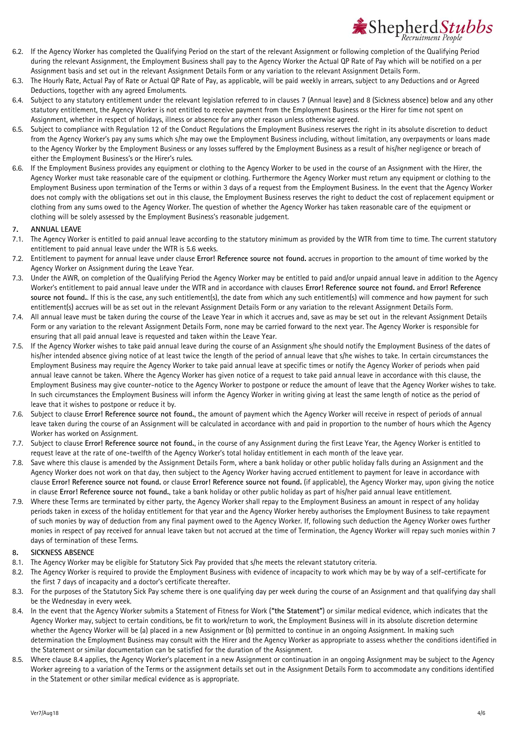6.2. If the Agency Worker has completed the Qualifying Period on the start of the relevant Assignment or following completion of the Qualifying Period during the relevant Assignment, the Employment Business shall pay to the Agency Worker the Actual QP Rate of Pay which will be notified on a per Assignment basis and set out in the relevant Assignment Details Form or any variation to the relevant Assignment Details Form.

6.3. The Hourly Rate, Actual Pay of Rate or Actual QP Rate of Pay, as applicable, will be paid weekly in arrears, subject to any Deductions and or Agreed Deductions, together with any agreed Emoluments.

6.4. Subject to any statutory entitlement under the relevant legislation referred to in clauses 7 (Annual leave) and 8 (Sickness absence) below and any other statutory entitlement, the Agency Worker is not entitled to receive payment from the Employment Business or the Hirer for time not spent on Assignment, whether in respect of holidays, illness or absence for any other reason unless otherwise agreed.

6.5. Subject to compliance with Regulation 12 of the Conduct Regulations the Employment Business reserves the right in its absolute discretion to deduct from the Agency Worker's pay any sums which s/he may owe the Employment Business including, without limitation, any overpayments or loans made to the Agency Worker by the Employment Business or any losses suffered by the Employment Business as a result of his/her negligence or breach of either the Employment Business's or the Hirer's rules.

6.6. If the Employment Business provides any equipment or clothing to the Agency Worker to be used in the course of an Assignment with the Hirer, the Agency Worker must take reasonable care of the equipment or clothing. Furthermore the Agency Worker must return any equipment or clothing to the Employment Business upon termination of the Terms or within 3 days of a request from the Employment Business. In the event that the Agency Worker does not comply with the obligations set out in this clause, the Employment Business reserves the right to deduct the cost of replacement equipment or clothing from any sums owed to the Agency Worker. The question of whether the Agency Worker has taken reasonable care of the equipment or clothing will be solely assessed by the Employment Business's reasonable judgement.

## 7. ANNUAL LEAVE

7.1. The Agency Worker is entitled to paid annual leave according to the statutory minimum as provided by the WTR from time to time. The current statutory entitlement to paid annual leave under the WTR is 5.6 weeks.

7.2. Entitlement to payment for annual leave under clause **Error! Reference source not found.** accrues in proportion to the amount of time worked by the Agency Worker on Assignment during the Leave Year.

7.3. Under the AWR, on completion of the Qualifying Period the Agency Worker may be entitled to paid and/or unpaid annual leave in addition to the Agency Worker's entitlement to paid annual leave under the WTR and in accordance with clauses **Error! Reference source not found.** and **Error! Reference source not found.**. If this is the case, any such entitlement(s), the date from which any such entitlement(s) will commence and how payment for such entitlement(s) accrues will be as set out in the relevant Assignment Details Form or any variation to the relevant Assignment Details Form.

7.4. All annual leave must be taken during the course of the Leave Year in which it accrues and, save as may be set out in the relevant Assignment Details Form or any variation to the relevant Assignment Details Form, none may be carried forward to the next year. The Agency Worker is responsible for ensuring that all paid annual leave is requested and taken within the Leave Year.

7.5. If the Agency Worker wishes to take paid annual leave during the course of an Assignment s/he should notify the Employment Business of the dates of his/her intended absence giving notice of at least twice the length of the period of annual leave that s/he wishes to take. In certain circumstances the Employment Business may require the Agency Worker to take paid annual leave at specific times or notify the Agency Worker of periods when paid annual leave cannot be taken. Where the Agency Worker has given notice of a request to take paid annual leave in accordance with this clause, the Employment Business may give counter-notice to the Agency Worker to postpone or reduce the amount of leave that the Agency Worker wishes to take. In such circumstances the Employment Business will inform the Agency Worker in writing giving at least the same length of notice as the period of leave that it wishes to postpone or reduce it by.

7.6. Subject to clause **Error! Reference source not found.**, the amount of payment which the Agency Worker will receive in respect of periods of annual leave taken during the course of an Assignment will be calculated in accordance with and paid in proportion to the number of hours which the Agency Worker has worked on Assignment.

7.7. Subject to clause **Error! Reference source not found.**, in the course of any Assignment during the first Leave Year, the Agency Worker is entitled to request leave at the rate of one-twelfth of the Agency Worker's total holiday entitlement in each month of the leave year.

7.8. Save where this clause is amended by the Assignment Details Form, where a bank holiday or other public holiday falls during an Assignment and the Agency Worker does not work on that day, then subject to the Agency Worker having accrued entitlement to payment for leave in accordance with clause **Error! Reference source not found.** or clause **Error! Reference source not found.** (if applicable), the Agency Worker may, upon giving the notice in clause **Error! Reference source not found.**, take a bank holiday or other public holiday as part of his/her paid annual leave entitlement.

7.9. Where these Terms are terminated by either party, the Agency Worker shall repay to the Employment Business an amount in respect of any holiday periods taken in excess of the holiday entitlement for that year and the Agency Worker hereby authorises the Employment Business to take repayment of such monies by way of deduction from any final payment owed to the Agency Worker. If, following such deduction the Agency Worker owes further monies in respect of pay received for annual leave taken but not accrued at the time of Termination, the Agency Worker will repay such monies within 7 days of termination of these Terms.

## 8. SICKNESS ABSENCE

8.1. The Agency Worker may be eligible for Statutory Sick Pay provided that s/he meets the relevant statutory criteria.

8.2. The Agency Worker is required to provide the Employment Business with evidence of incapacity to work which may be by way of a self-certificate for the first 7 days of incapacity and a doctor's certificate thereafter.

8.3. For the purposes of the Statutory Sick Pay scheme there is one qualifying day per week during the course of an Assignment and that qualifying day shall be the Wednesday in every week.

8.4. In the event that the Agency Worker submits a Statement of Fitness for Work (**"the Statement"**) or similar medical evidence, which indicates that the Agency Worker may, subject to certain conditions, be fit to work/return to work, the Employment Business will in its absolute discretion determine whether the Agency Worker will be (a) placed in a new Assignment or (b) permitted to continue in an ongoing Assignment. In making such determination the Employment Business may consult with the Hirer and the Agency Worker as appropriate to assess whether the conditions identified in the Statement or similar documentation can be satisfied for the duration of the Assignment.

8.5. Where clause 8.4 applies, the Agency Worker's placement in a new Assignment or continuation in an ongoing Assignment may be subject to the Agency Worker agreeing to a variation of the Terms or the assignment details set out in the Assignment Details Form to accommodate any conditions identified in the Statement or other similar medical evidence as is appropriate.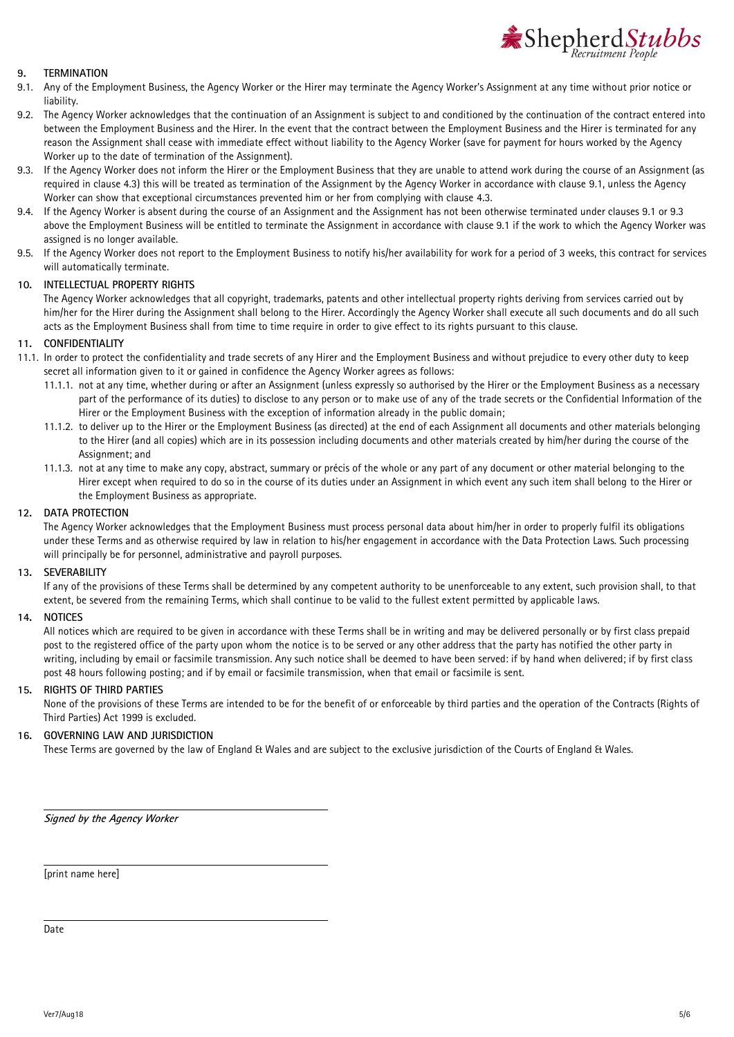## 9. TERMINATION

9.1. Any of the Employment Business, the Agency Worker or the Hirer may terminate the Agency Worker's Assignment at any time without prior notice or liability.

9.2. The Agency Worker acknowledges that the continuation of an Assignment is subject to and conditioned by the continuation of the contract entered into between the Employment Business and the Hirer. In the event that the contract between the Employment Business and the Hirer is terminated for any reason the Assignment shall cease with immediate effect without liability to the Agency Worker (save for payment for hours worked by the Agency Worker up to the date of termination of the Assignment).

9.3. If the Agency Worker does not inform the Hirer or the Employment Business that they are unable to attend work during the course of an Assignment (as required in clause 4.3) this will be treated as termination of the Assignment by the Agency Worker in accordance with clause 9.1, unless the Agency Worker can show that exceptional circumstances prevented him or her from complying with clause 4.3.

9.4. If the Agency Worker is absent during the course of an Assignment and the Assignment has not been otherwise terminated under clauses 9.1 or 9.3 above the Employment Business will be entitled to terminate the Assignment in accordance with clause 9.1 if the work to which the Agency Worker was assigned is no longer available.

9.5. If the Agency Worker does not report to the Employment Business to notify his/her availability for work for a period of 3 weeks, this contract for services will automatically terminate.

## 10. INTELLECTUAL PROPERTY RIGHTS

The Agency Worker acknowledges that all copyright, trademarks, patents and other intellectual property rights deriving from services carried out by him/her for the Hirer during the Assignment shall belong to the Hirer. Accordingly the Agency Worker shall execute all such documents and do all such acts as the Employment Business shall from time to time require in order to give effect to its rights pursuant to this clause.

## 11. CONFIDENTIALITY

11.1. In order to protect the confidentiality and trade secrets of any Hirer and the Employment Business and without prejudice to every other duty to keep secret all information given to it or gained in confidence the Agency Worker agrees as follows:

- 11.1.1. not at any time, whether during or after an Assignment (unless expressly so authorised by the Hirer or the Employment Business as a necessary part of the performance of its duties) to disclose to any person or to make use of any of the trade secrets or the Confidential Information of the Hirer or the Employment Business with the exception of information already in the public domain;
- 11.1.2. to deliver up to the Hirer or the Employment Business (as directed) at the end of each Assignment all documents and other materials belonging to the Hirer (and all copies) which are in its possession including documents and other materials created by him/her during the course of the Assignment; and
- 11.1.3. not at any time to make any copy, abstract, summary or précis of the whole or any part of any document or other material belonging to the Hirer except when required to do so in the course of its duties under an Assignment in which event any such item shall belong to the Hirer or the Employment Business as appropriate.

## 12. DATA PROTECTION

The Agency Worker acknowledges that the Employment Business must process personal data about him/her in order to properly fulfil its obligations under these Terms and as otherwise required by law in relation to his/her engagement in accordance with the Data Protection Laws. Such processing will principally be for personnel, administrative and payroll purposes.

## 13. SEVERABILITY

If any of the provisions of these Terms shall be determined by any competent authority to be unenforceable to any extent, such provision shall, to that extent, be severed from the remaining Terms, which shall continue to be valid to the fullest extent permitted by applicable laws.

## 14. NOTICES

All notices which are required to be given in accordance with these Terms shall be in writing and may be delivered personally or by first class prepaid post to the registered office of the party upon whom the notice is to be served or any other address that the party has notified the other party in writing, including by email or facsimile transmission. Any such notice shall be deemed to have been served: if by hand when delivered; if by first class post 48 hours following posting; and if by email or facsimile transmission, when that email or facsimile is sent.

## 15. RIGHTS OF THIRD PARTIES

None of the provisions of these Terms are intended to be for the benefit of or enforceable by third parties and the operation of the Contracts (Rights of Third Parties) Act 1999 is excluded.

## 16. GOVERNING LAW AND JURISDICTION

These Terms are governed by the law of England & Wales and are subject to the exclusive jurisdiction of the Courts of England & Wales.

\_\_\_\_\_\_\_\_\_\_\_\_\_\_\_\_\_\_\_\_\_\_\_\_\_\_\_\_\_\_\_\_\_\_\_\_

***Signed by the Agency Worker***

\_\_\_\_\_\_\_\_\_\_\_\_\_\_\_\_\_\_\_\_\_\_\_\_\_\_\_\_\_\_\_\_\_\_\_\_

[print name here]

\_\_\_\_\_\_\_\_\_\_\_\_\_\_\_\_\_\_\_\_\_\_\_\_\_\_\_\_\_\_\_\_\_\_\_\_

Date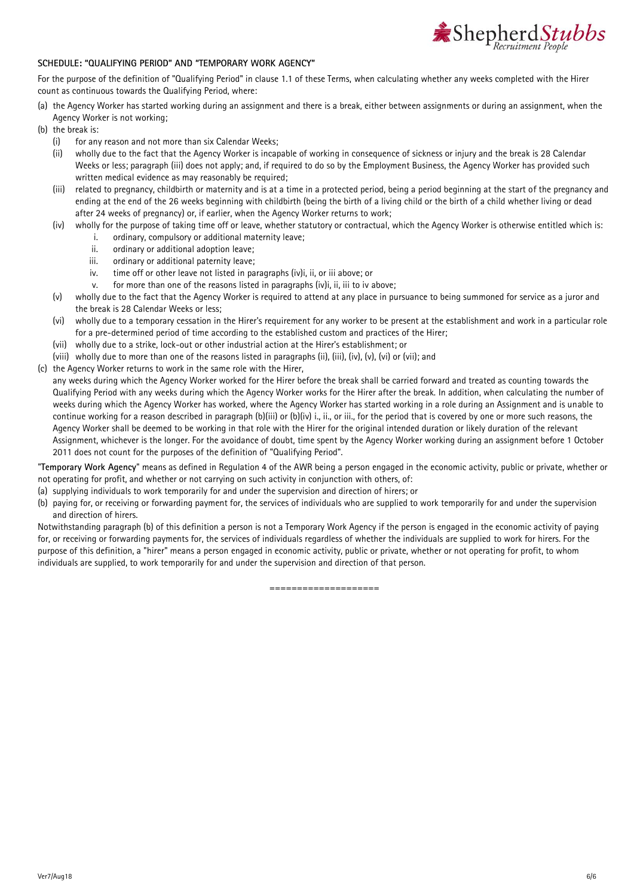**SCHEDULE: "QUALIFYING PERIOD" AND "TEMPORARY WORK AGENCY"**

For the purpose of the definition of "Qualifying Period" in clause 1.1 of these Terms, when calculating whether any weeks completed with the Hirer count as continuous towards the Qualifying Period, where:

(a) the Agency Worker has started working during an assignment and there is a break, either between assignments or during an assignment, when the Agency Worker is not working;

(b) the break is:

- (i) for any reason and not more than six Calendar Weeks;
- (ii) wholly due to the fact that the Agency Worker is incapable of working in consequence of sickness or injury and the break is 28 Calendar Weeks or less; paragraph (iii) does not apply; and, if required to do so by the Employment Business, the Agency Worker has provided such written medical evidence as may reasonably be required;
- (iii) related to pregnancy, childbirth or maternity and is at a time in a protected period, being a period beginning at the start of the pregnancy and ending at the end of the 26 weeks beginning with childbirth (being the birth of a living child or the birth of a child whether living or dead after 24 weeks of pregnancy) or, if earlier, when the Agency Worker returns to work;
- (iv) wholly for the purpose of taking time off or leave, whether statutory or contractual, which the Agency Worker is otherwise entitled which is:
  - i. ordinary, compulsory or additional maternity leave;
  - ii. ordinary or additional adoption leave;
  - iii. ordinary or additional paternity leave;
  - iv. time off or other leave not listed in paragraphs (iv)i, ii, or iii above; or
  - v. for more than one of the reasons listed in paragraphs (iv)i, ii, iii to iv above;
- (v) wholly due to the fact that the Agency Worker is required to attend at any place in pursuance to being summoned for service as a juror and the break is 28 Calendar Weeks or less;
- (vi) wholly due to a temporary cessation in the Hirer's requirement for any worker to be present at the establishment and work in a particular role for a pre-determined period of time according to the established custom and practices of the Hirer;
- (vii) wholly due to a strike, lock-out or other industrial action at the Hirer's establishment; or
- (viii) wholly due to more than one of the reasons listed in paragraphs (ii), (iii), (iv), (v), (vi) or (vii); and

(c) the Agency Worker returns to work in the same role with the Hirer,

any weeks during which the Agency Worker worked for the Hirer before the break shall be carried forward and treated as counting towards the Qualifying Period with any weeks during which the Agency Worker works for the Hirer after the break. In addition, when calculating the number of weeks during which the Agency Worker has worked, where the Agency Worker has started working in a role during an Assignment and is unable to continue working for a reason described in paragraph (b)(iii) or (b)(iv) i., ii., or iii., for the period that is covered by one or more such reasons, the Agency Worker shall be deemed to be working in that role with the Hirer for the original intended duration or likely duration of the relevant Assignment, whichever is the longer. For the avoidance of doubt, time spent by the Agency Worker working during an assignment before 1 October 2011 does not count for the purposes of the definition of "Qualifying Period".

"**Temporary Work Agency**" means as defined in Regulation 4 of the AWR being a person engaged in the economic activity, public or private, whether or not operating for profit, and whether or not carrying on such activity in conjunction with others, of:

(a) supplying individuals to work temporarily for and under the supervision and direction of hirers; or

(b) paying for, or receiving or forwarding payment for, the services of individuals who are supplied to work temporarily for and under the supervision and direction of hirers.

Notwithstanding paragraph (b) of this definition a person is not a Temporary Work Agency if the person is engaged in the economic activity of paying for, or receiving or forwarding payments for, the services of individuals regardless of whether the individuals are supplied to work for hirers. For the purpose of this definition, a "hirer" means a person engaged in economic activity, public or private, whether or not operating for profit, to whom individuals are supplied, to work temporarily for and under the supervision and direction of that person.

====================